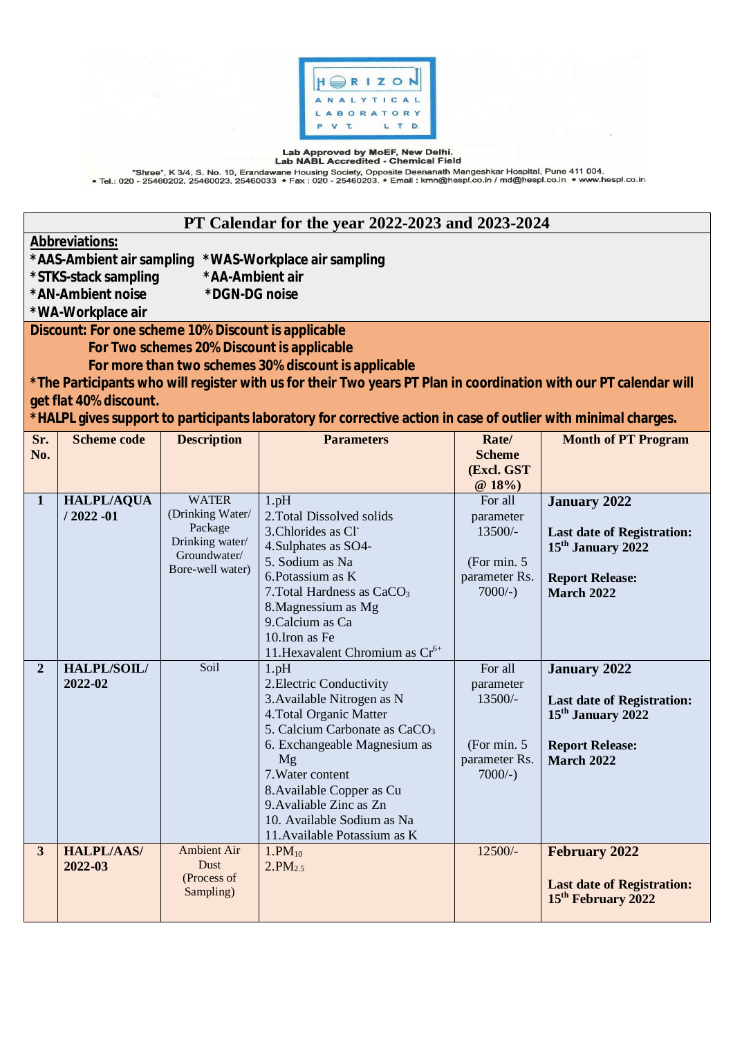HORIZON ANALYTICAL LABORATORY PVT. LTD.

Lab Approved by MoEF, New Delhi.
Lab NABL Accredited - Chemical Field

"Shree", K 3/4, S. No. 10, Erandawane Housing Society, Opposite Deenanath Mangeshkar Hospital, Pune 411 004.
• Tel.: 020 - 25460202, 25460023, 25460033 • Fax : 020 - 25460203. • Email : kmn@hespl.co.in / md@hespl.co.in • www.hespl.co.in

# PT Calendar for the year 2022-2023 and 2023-2024

**Abbreviations:**

**\*AAS-Ambient air sampling** **\*WAS-Workplace air sampling**
**\*STKS-stack sampling** **\*AA-Ambient air**
**\*AN-Ambient noise** **\*DGN-DG noise**
**\*WA-Workplace air**

**Discount: For one scheme 10% Discount is applicable**
**For Two schemes 20% Discount is applicable**
**For more than two schemes 30% discount is applicable**

**\*The Participants who will register with us for their Two years PT Plan in coordination with our PT calendar will get flat 40% discount.**

**\*HALPL gives support to participants laboratory for corrective action in case of outlier with minimal charges.**

| Sr. No. | Scheme code | Description | Parameters | Rate/ Scheme (Excl. GST @ 18%) | Month of PT Program |
|---|---|---|---|---|---|
| **1** | **HALPL/AQUA / 2022 -01** | WATER (Drinking Water/ Package Drinking water/ Groundwater/ Bore-well water) | 1.pH<br>2.Total Dissolved solids<br>3.Chlorides as $Cl^-$<br>4.Sulphates as SO4-<br>5. Sodium as Na<br>6.Potassium as K<br>7.Total Hardness as $CaCO_3$<br>8.Magnessium as Mg<br>9.Calcium as Ca<br>10.Iron as Fe<br>11.Hexavalent Chromium as $Cr^{6+}$ | For all parameter 13500/-<br><br>(For min. 5 parameter Rs. 7000/-) | **January 2022**<br><br>**Last date of Registration: 15th January 2022**<br><br>**Report Release: March 2022** |
| **2** | **HALPL/SOIL/ 2022-02** | Soil | 1.pH<br>2.Electric Conductivity<br>3.Available Nitrogen as N<br>4.Total Organic Matter<br>5. Calcium Carbonate as $CaCO_3$<br>6. Exchangeable Magnesium as Mg<br>7.Water content<br>8.Available Copper as Cu<br>9.Avaliable Zinc as Zn<br>10. Available Sodium as Na<br>11.Available Potassium as K | For all parameter 13500/-<br><br>(For min. 5 parameter Rs. 7000/-) | **January 2022**<br><br>**Last date of Registration: 15th January 2022**<br><br>**Report Release: March 2022** |
| **3** | **HALPL/AAS/ 2022-03** | Ambient Air Dust (Process of Sampling) | 1.$PM_{10}$<br>2.$PM_{2.5}$ | 12500/- | **February 2022**<br><br>**Last date of Registration: 15th February 2022** |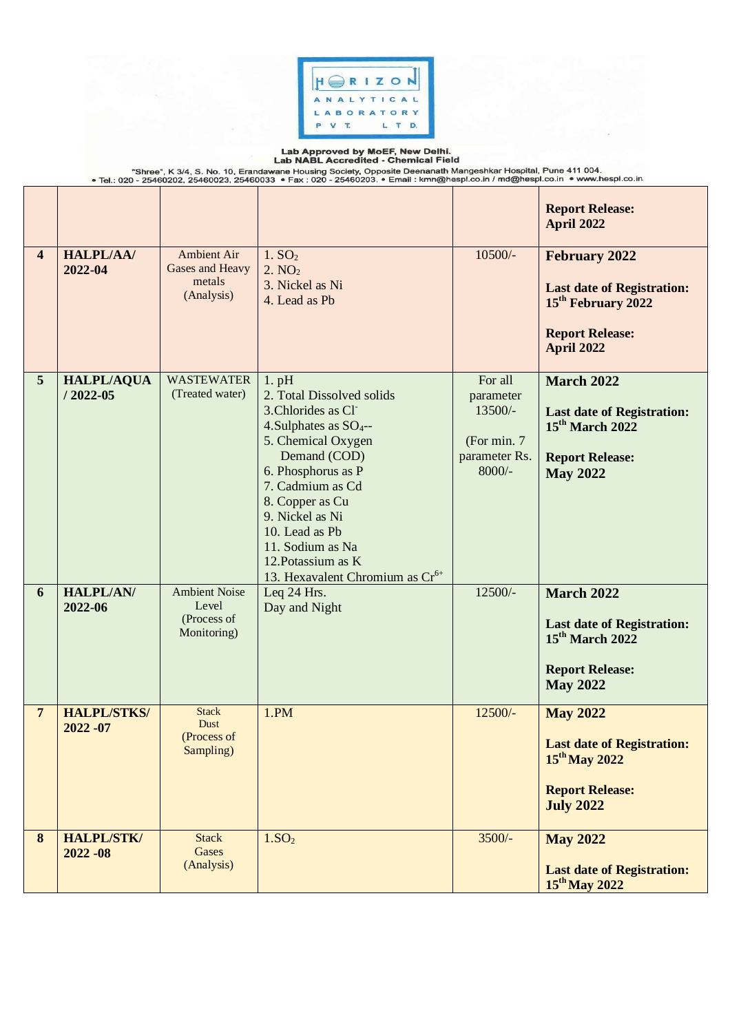**HORIZON ANALYTICAL LABORATORY PVT. LTD.**

**Lab Approved by MoEF, New Delhi.**
**Lab NABL Accredited - Chemical Field**

"Shree", K 3/4, S. No. 10, Erandawane Housing Society, Opposite Deenanath Mangeshkar Hospital, Pune 411 004.
• Tel.: 020 - 25460202, 25460023, 25460033 • Fax : 020 - 25460203. • Email : kmn@hespl.co.in / md@hespl.co.in • www.hespl.co.in

| | | | | | |
|---|---|---|---|---|---|
| | | | | | **Report Release:** **April 2022** |
| **4** | **HALPL/AA/ 2022-04** | Ambient Air Gases and Heavy metals (Analysis) | 1. $SO_2$<br>2. $NO_2$<br>3. Nickel as Ni<br>4. Lead as Pb | 10500/- | **February 2022**<br><br>**Last date of Registration: 15th February 2022**<br><br>**Report Release: April 2022** |
| **5** | **HALPL/AQUA / 2022-05** | WASTEWATER (Treated water) | 1. pH<br>2. Total Dissolved solids<br>3.Chlorides as $Cl^-$<br>4.Sulphates as $SO_4$--<br>5. Chemical Oxygen Demand (COD)<br>6. Phosphorus as P<br>7. Cadmium as Cd<br>8. Copper as Cu<br>9. Nickel as Ni<br>10. Lead as Pb<br>11. Sodium as Na<br>12.Potassium as K<br>13. Hexavalent Chromium as $Cr^{6+}$ | For all parameter 13500/-<br><br>(For min. 7 parameter Rs. 8000/- | **March 2022**<br><br>**Last date of Registration: 15th March 2022**<br><br>**Report Release: May 2022** |
| **6** | **HALPL/AN/ 2022-06** | Ambient Noise Level (Process of Monitoring) | Leq 24 Hrs.<br>Day and Night | 12500/- | **March 2022**<br><br>**Last date of Registration: 15th March 2022**<br><br>**Report Release: May 2022** |
| **7** | **HALPL/STKS/ 2022 -07** | Stack Dust (Process of Sampling) | 1.PM | 12500/- | **May 2022**<br><br>**Last date of Registration: 15th May 2022**<br><br>**Report Release: July 2022** |
| **8** | **HALPL/STK/ 2022 -08** | Stack Gases (Analysis) | 1.$SO_2$ | 3500/- | **May 2022**<br><br>**Last date of Registration: 15th May 2022** |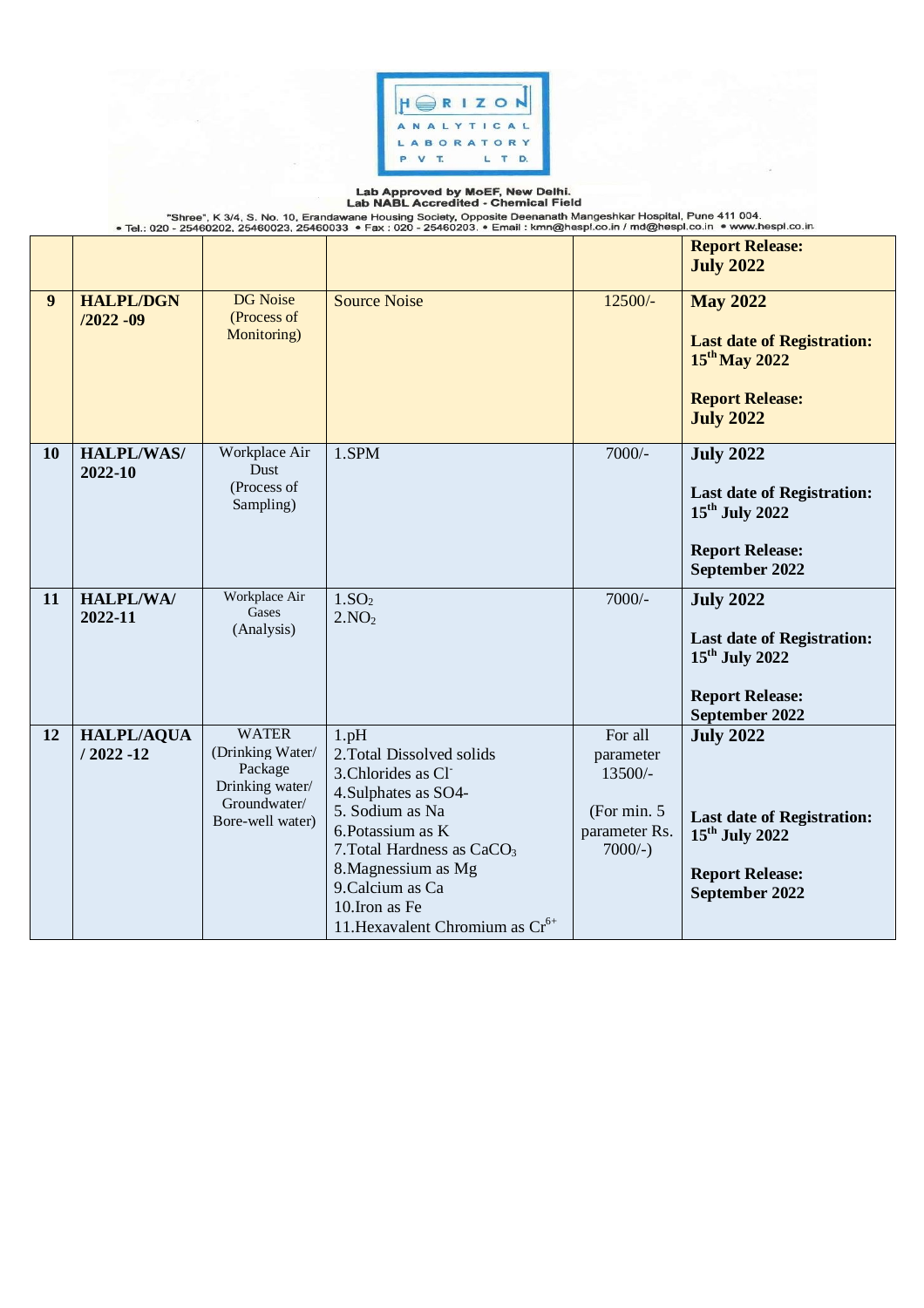**HORIZON ANALYTICAL LABORATORY PVT. LTD.**

**Lab Approved by MoEF, New Delhi.**
**Lab NABL Accredited - Chemical Field**

"Shree", K 3/4, S. No. 10, Erandawane Housing Society, Opposite Deenanath Mangeshkar Hospital, Pune 411 004.
• Tel.: 020 - 25460202, 25460023, 25460033 • Fax : 020 - 25460203. • Email : kmn@hespl.co.in / md@hespl.co.in • www.hespl.co.in

| | | | | | |
|---|---|---|---|---|---|
| | | | | | **Report Release:** **July 2022** |
| **9** | **HALPL/DGN /2022 -09** | DG Noise (Process of Monitoring) | Source Noise | 12500/- | **May 2022** <br><br> **Last date of Registration: 15th May 2022** <br><br> **Report Release: July 2022** |
| **10** | **HALPL/WAS/ 2022-10** | Workplace Air Dust (Process of Sampling) | 1.SPM | 7000/- | **July 2022** <br><br> **Last date of Registration: 15th July 2022** <br><br> **Report Release: September 2022** |
| **11** | **HALPL/WA/ 2022-11** | Workplace Air Gases (Analysis) | 1.$SO_2$ <br> 2.$NO_2$ | 7000/- | **July 2022** <br><br> **Last date of Registration: 15th July 2022** <br><br> **Report Release: September 2022** |
| **12** | **HALPL/AQUA / 2022 -12** | WATER (Drinking Water/ Package Drinking water/ Groundwater/ Bore-well water) | 1.pH <br> 2.Total Dissolved solids <br> 3.Chlorides as $Cl^-$ <br> 4.Sulphates as SO4- <br> 5. Sodium as Na <br> 6.Potassium as K <br> 7.Total Hardness as $CaCO_3$ <br> 8.Magnessium as Mg <br> 9.Calcium as Ca <br> 10.Iron as Fe <br> 11.Hexavalent Chromium as $Cr^{6+}$ | For all parameter 13500/- <br><br> (For min. 5 parameter Rs. 7000/-) | **July 2022** <br><br> **Last date of Registration: 15th July 2022** <br><br> **Report Release: September 2022** |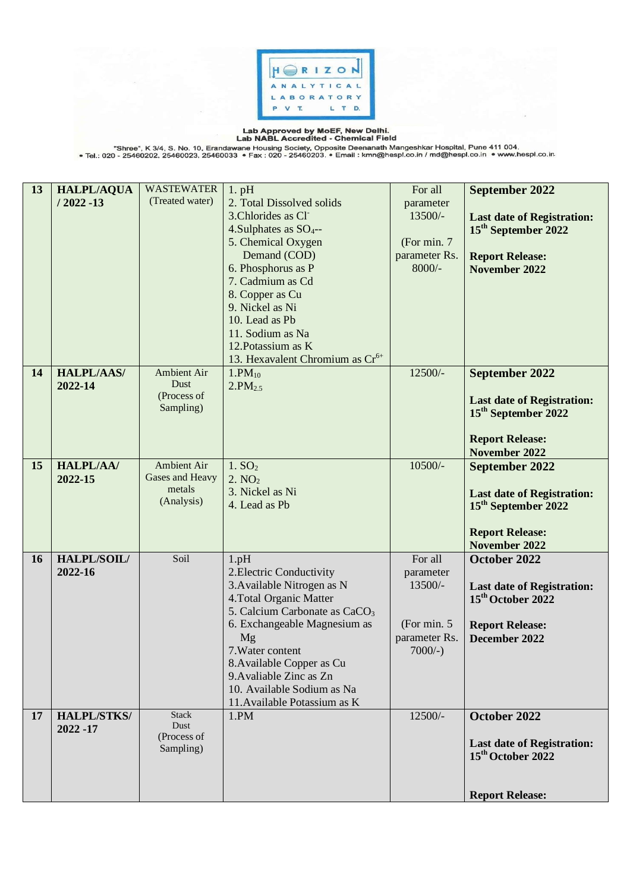HORIZON ANALYTICAL LABORATORY PVT. LTD.

**Lab Approved by MoEF, New Delhi.**
**Lab NABL Accredited - Chemical Field**

"Shree", K 3/4, S. No. 10, Erandawane Housing Society, Opposite Deenanath Mangeshkar Hospital, Pune 411 004.
• Tel.: 020 - 25460202, 25460023, 25460033 • Fax : 020 - 25460203. • Email : kmn@hespl.co.in / md@hespl.co.in • www.hespl.co.in

| 13 | **HALPL/AQUA / 2022 -13** | WASTEWATER (Treated water) | 1. pH<br>2. Total Dissolved solids<br>3.Chlorides as $Cl^-$<br>4.Sulphates as $SO_4$--<br>5. Chemical Oxygen Demand (COD)<br>6. Phosphorus as P<br>7. Cadmium as Cd<br>8. Copper as Cu<br>9. Nickel as Ni<br>10. Lead as Pb<br>11. Sodium as Na<br>12.Potassium as K<br>13. Hexavalent Chromium as $Cr^{6+}$ | For all parameter 13500/-<br><br>(For min. 7 parameter Rs. 8000/- | **September 2022**<br><br>**Last date of Registration: 15th September 2022**<br><br>**Report Release: November 2022** |
|---|---|---|---|---|---|
| 14 | **HALPL/AAS/ 2022-14** | Ambient Air Dust (Process of Sampling) | 1.$PM_{10}$<br>2.$PM_{2.5}$ | 12500/- | **September 2022**<br><br>**Last date of Registration: 15th September 2022**<br><br>**Report Release: November 2022** |
| 15 | **HALPL/AA/ 2022-15** | Ambient Air Gases and Heavy metals (Analysis) | 1. $SO_2$<br>2. $NO_2$<br>3. Nickel as Ni<br>4. Lead as Pb | 10500/- | **September 2022**<br><br>**Last date of Registration: 15th September 2022**<br><br>**Report Release: November 2022** |
| 16 | **HALPL/SOIL/ 2022-16** | Soil | 1.pH<br>2.Electric Conductivity<br>3.Available Nitrogen as N<br>4.Total Organic Matter<br>5. Calcium Carbonate as $CaCO_3$<br>6. Exchangeable Magnesium as Mg<br>7.Water content<br>8.Available Copper as Cu<br>9.Avaliable Zinc as Zn<br>10. Available Sodium as Na<br>11.Available Potassium as K | For all parameter 13500/-<br><br>(For min. 5 parameter Rs. 7000/-) | **October 2022**<br><br>**Last date of Registration: 15th October 2022**<br><br>**Report Release: December 2022** |
| 17 | **HALPL/STKS/ 2022 -17** | Stack Dust (Process of Sampling) | 1.PM | 12500/- | **October 2022**<br><br>**Last date of Registration: 15th October 2022**<br><br>**Report Release:** |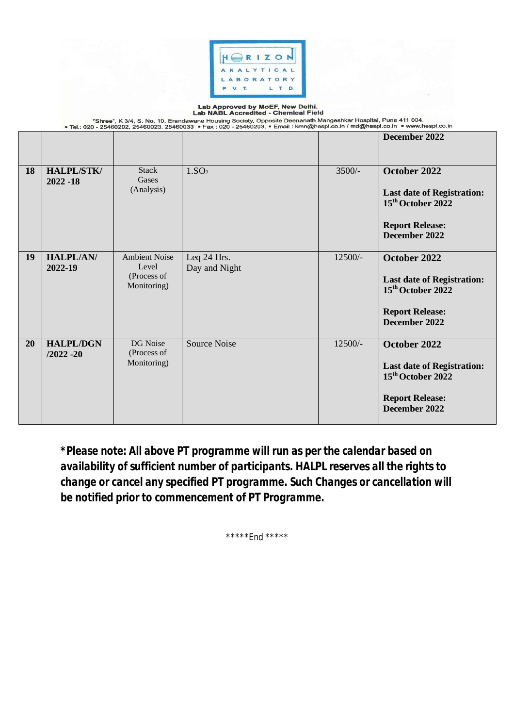| | | | | | |
|---|---|---|---|---|---|
| | | | | | **December 2022** |
| **18** | **HALPL/STK/ 2022 -18** | Stack Gases (Analysis) | 1.$SO_2$ | 3500/- | **October 2022**<br><br>**Last date of Registration: 15th October 2022**<br><br>**Report Release: December 2022** |
| **19** | **HALPL/AN/ 2022-19** | Ambient Noise Level (Process of Monitoring) | Leq 24 Hrs. Day and Night | 12500/- | **October 2022**<br><br>**Last date of Registration: 15th October 2022**<br><br>**Report Release: December 2022** |
| **20** | **HALPL/DGN /2022 -20** | DG Noise (Process of Monitoring) | Source Noise | 12500/- | **October 2022**<br><br>**Last date of Registration: 15th October 2022**<br><br>**Report Release: December 2022** |

**\*Please note: All above PT programme will run as per the calendar based on availability of sufficient number of participants. HALPL reserves all the rights to change or cancel any specified PT programme. Such Changes or cancellation will be notified prior to commencement of PT Programme.**

*****End *****